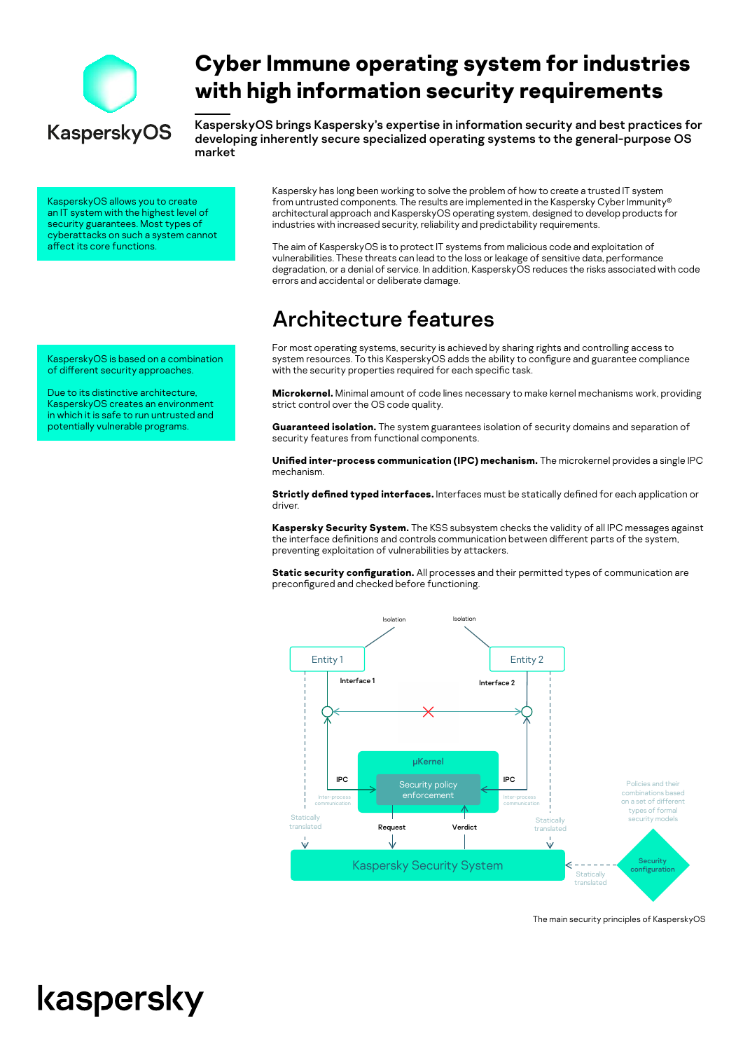KasperskyOS

# Cyber Immune operating system for industries with high information security requirements

**KasperskyOS brings Kaspersky's expertise in information security and best practices for developing inherently secure specialized operating systems to the general-purpose OS market**

KasperskyOS allows you to create an IT system with the highest level of security guarantees. Most types of cyberattacks on such a system cannot affect its core functions.

Kaspersky has long been working to solve the problem of how to create a trusted IT system from untrusted components. The results are implemented in the Kaspersky Cyber Immunity® architectural approach and KasperskyOS operating system, designed to develop products for industries with increased security, reliability and predictability requirements.

The aim of KasperskyOS is to protect IT systems from malicious code and exploitation of vulnerabilities. These threats can lead to the loss or leakage of sensitive data, performance degradation, or a denial of service. In addition, KasperskyOS reduces the risks associated with code errors and accidental or deliberate damage.

## Architecture features

KasperskyOS is based on a combination of different security approaches.

Due to its distinctive architecture, KasperskyOS creates an environment in which it is safe to run untrusted and potentially vulnerable programs.

For most operating systems, security is achieved by sharing rights and controlling access to system resources. To this KasperskyOS adds the ability to configure and guarantee compliance with the security properties required for each specific task.

**Microkernel.** Minimal amount of code lines necessary to make kernel mechanisms work, providing strict control over the OS code quality.

**Guaranteed isolation.** The system guarantees isolation of security domains and separation of security features from functional components.

**Unified inter-process communication (IPC) mechanism.** The microkernel provides a single IPC mechanism.

**Strictly defined typed interfaces.** Interfaces must be statically defined for each application or driver.

**Kaspersky Security System.** The KSS subsystem checks the validity of all IPC messages against the interface definitions and controls communication between different parts of the system, preventing exploitation of vulnerabilities by attackers.

**Static security configuration.** All processes and their permitted types of communication are preconfigured and checked before functioning.

Isolation | Isolation | Entity 1 | Entity 2 | Interface 1 | Interface 2 | μKernel | IPC | IPC | Inter-process communication | Security policy enforcement | Statically translated | Request | Verdict | Kaspersky Security System | Security configuration | Policies and their combinations based on a set of different types of formal security models

The main security principles of KasperskyOS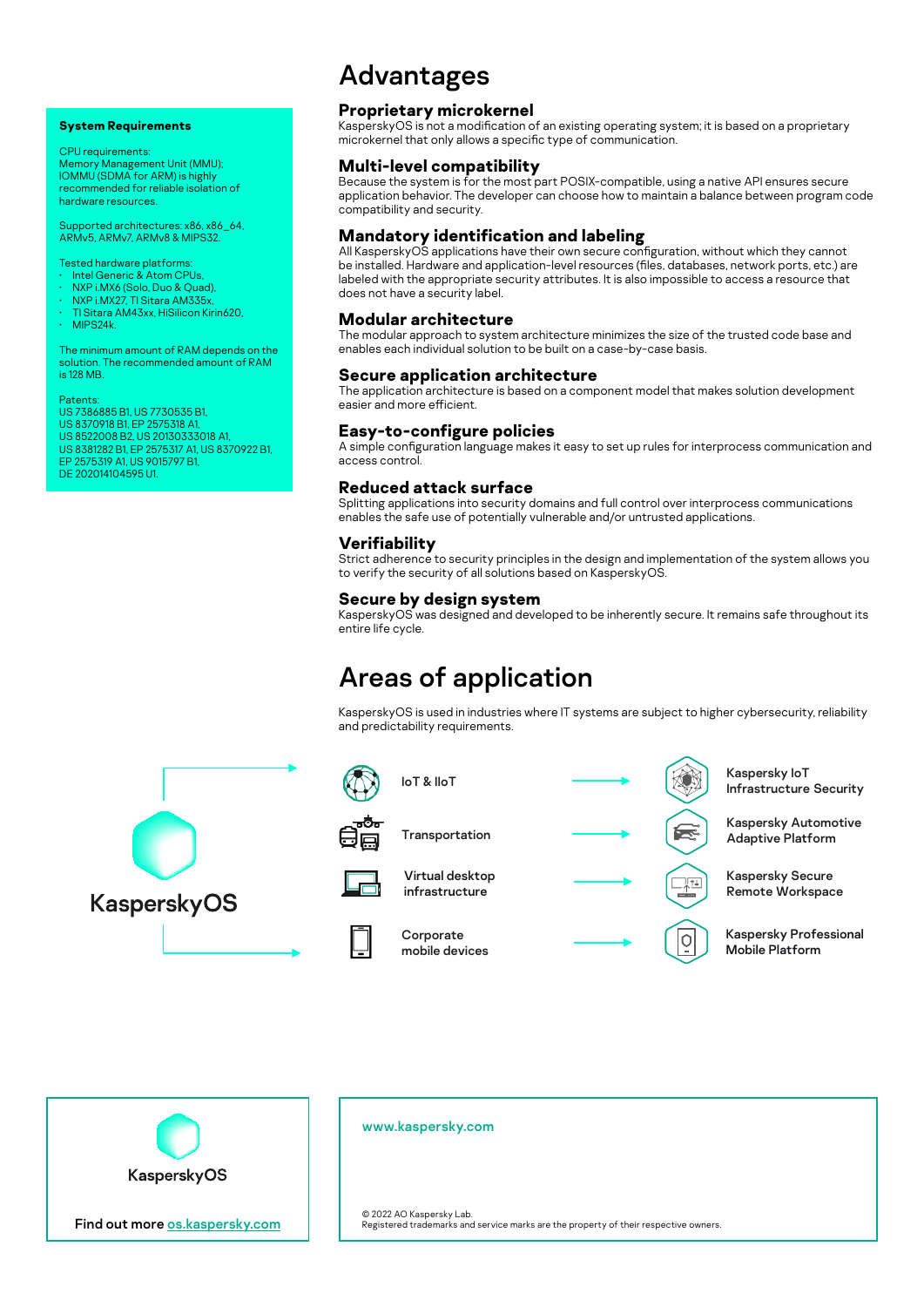**System Requirements**

CPU requirements:
Memory Management Unit (MMU);
IOMMU (SDMA for ARM) is highly recommended for reliable isolation of hardware resources.

Supported architectures: x86, x86_64, ARMv5, ARMv7, ARMv8 & MIPS32.

Tested hardware platforms:

- Intel Generic & Atom CPUs,
- NXP i.MX6 (Solo, Duo & Quad),
- NXP i.MX27, TI Sitara AM335x,
- TI Sitara AM43xx, HiSilicon Kirin620,
- MIPS24k.

The minimum amount of RAM depends on the solution. The recommended amount of RAM is 128 MB.

Patents:
US 7386885 B1, US 7730535 B1,
US 8370918 B1, EP 2575318 A1,
US 8522008 B2, US 20130333018 A1,
US 8381282 B1, EP 2575317 A1, US 8370922 B1,
EP 2575319 A1, US 9015797 B1,
DE 202014104595 U1.

# Advantages

## Proprietary microkernel

KasperskyOS is not a modification of an existing operating system; it is based on a proprietary microkernel that only allows a specific type of communication.

## Multi-level compatibility

Because the system is for the most part POSIX-compatible, using a native API ensures secure application behavior. The developer can choose how to maintain a balance between program code compatibility and security.

## Mandatory identification and labeling

All KasperskyOS applications have their own secure configuration, without which they cannot be installed. Hardware and application-level resources (files, databases, network ports, etc.) are labeled with the appropriate security attributes. It is also impossible to access a resource that does not have a security label.

## Modular architecture

The modular approach to system architecture minimizes the size of the trusted code base and enables each individual solution to be built on a case-by-case basis.

## Secure application architecture

The application architecture is based on a component model that makes solution development easier and more efficient.

## Easy-to-configure policies

A simple configuration language makes it easy to set up rules for interprocess communication and access control.

## Reduced attack surface

Splitting applications into security domains and full control over interprocess communications enables the safe use of potentially vulnerable and/or untrusted applications.

## Verifiability

Strict adherence to security principles in the design and implementation of the system allows you to verify the security of all solutions based on KasperskyOS.

## Secure by design system

KasperskyOS was designed and developed to be inherently secure. It remains safe throughout its entire life cycle.

# Areas of application

KasperskyOS is used in industries where IT systems are subject to higher cybersecurity, reliability and predictability requirements.

KasperskyOS

IoT & IIoT → Kaspersky IoT Infrastructure Security

Transportation → Kaspersky Automotive Adaptive Platform

Virtual desktop infrastructure → Kaspersky Secure Remote Workspace

Corporate mobile devices → Kaspersky Professional Mobile Platform

KasperskyOS

Find out more os.kaspersky.com

www.kaspersky.com

© 2022 AO Kaspersky Lab.
Registered trademarks and service marks are the property of their respective owners.